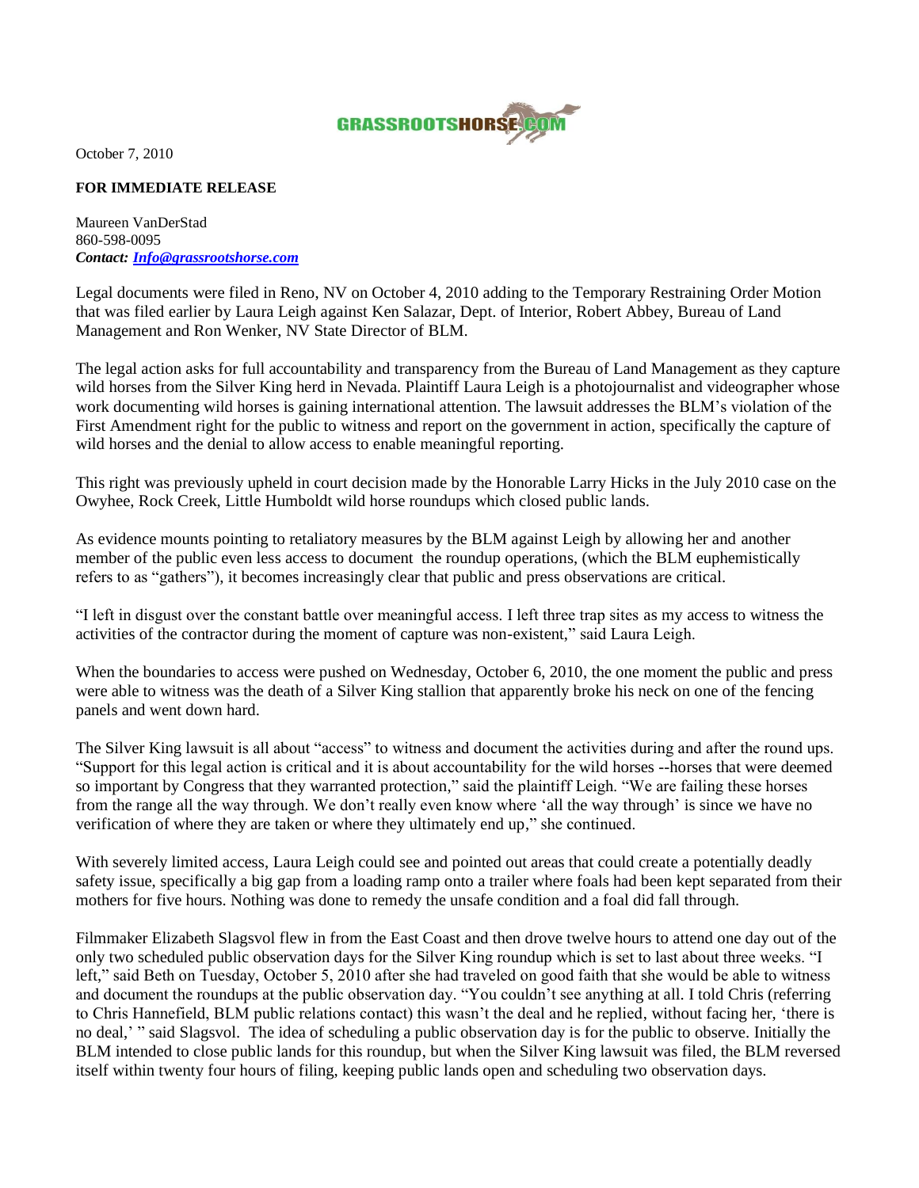GRASSROOTSHORSE.COM

October 7, 2010

**FOR IMMEDIATE RELEASE**

Maureen VanDerStad
860-598-0095
***Contact: [Info@grassrootshorse.com](mailto:Info@grassrootshorse.com)***

Legal documents were filed in Reno, NV on October 4, 2010 adding to the Temporary Restraining Order Motion that was filed earlier by Laura Leigh against Ken Salazar, Dept. of Interior, Robert Abbey, Bureau of Land Management and Ron Wenker, NV State Director of BLM.

The legal action asks for full accountability and transparency from the Bureau of Land Management as they capture wild horses from the Silver King herd in Nevada. Plaintiff Laura Leigh is a photojournalist and videographer whose work documenting wild horses is gaining international attention. The lawsuit addresses the BLM's violation of the First Amendment right for the public to witness and report on the government in action, specifically the capture of wild horses and the denial to allow access to enable meaningful reporting.

This right was previously upheld in court decision made by the Honorable Larry Hicks in the July 2010 case on the Owyhee, Rock Creek, Little Humboldt wild horse roundups which closed public lands.

As evidence mounts pointing to retaliatory measures by the BLM against Leigh by allowing her and another member of the public even less access to document the roundup operations, (which the BLM euphemistically refers to as "gathers"), it becomes increasingly clear that public and press observations are critical.

"I left in disgust over the constant battle over meaningful access. I left three trap sites as my access to witness the activities of the contractor during the moment of capture was non-existent," said Laura Leigh.

When the boundaries to access were pushed on Wednesday, October 6, 2010, the one moment the public and press were able to witness was the death of a Silver King stallion that apparently broke his neck on one of the fencing panels and went down hard.

The Silver King lawsuit is all about "access" to witness and document the activities during and after the round ups. "Support for this legal action is critical and it is about accountability for the wild horses --horses that were deemed so important by Congress that they warranted protection," said the plaintiff Leigh. "We are failing these horses from the range all the way through. We don't really even know where 'all the way through' is since we have no verification of where they are taken or where they ultimately end up," she continued.

With severely limited access, Laura Leigh could see and pointed out areas that could create a potentially deadly safety issue, specifically a big gap from a loading ramp onto a trailer where foals had been kept separated from their mothers for five hours. Nothing was done to remedy the unsafe condition and a foal did fall through.

Filmmaker Elizabeth Slagsvol flew in from the East Coast and then drove twelve hours to attend one day out of the only two scheduled public observation days for the Silver King roundup which is set to last about three weeks. "I left," said Beth on Tuesday, October 5, 2010 after she had traveled on good faith that she would be able to witness and document the roundups at the public observation day. "You couldn't see anything at all. I told Chris (referring to Chris Hannefield, BLM public relations contact) this wasn't the deal and he replied, without facing her, 'there is no deal,' " said Slagsvol. The idea of scheduling a public observation day is for the public to observe. Initially the BLM intended to close public lands for this roundup, but when the Silver King lawsuit was filed, the BLM reversed itself within twenty four hours of filing, keeping public lands open and scheduling two observation days.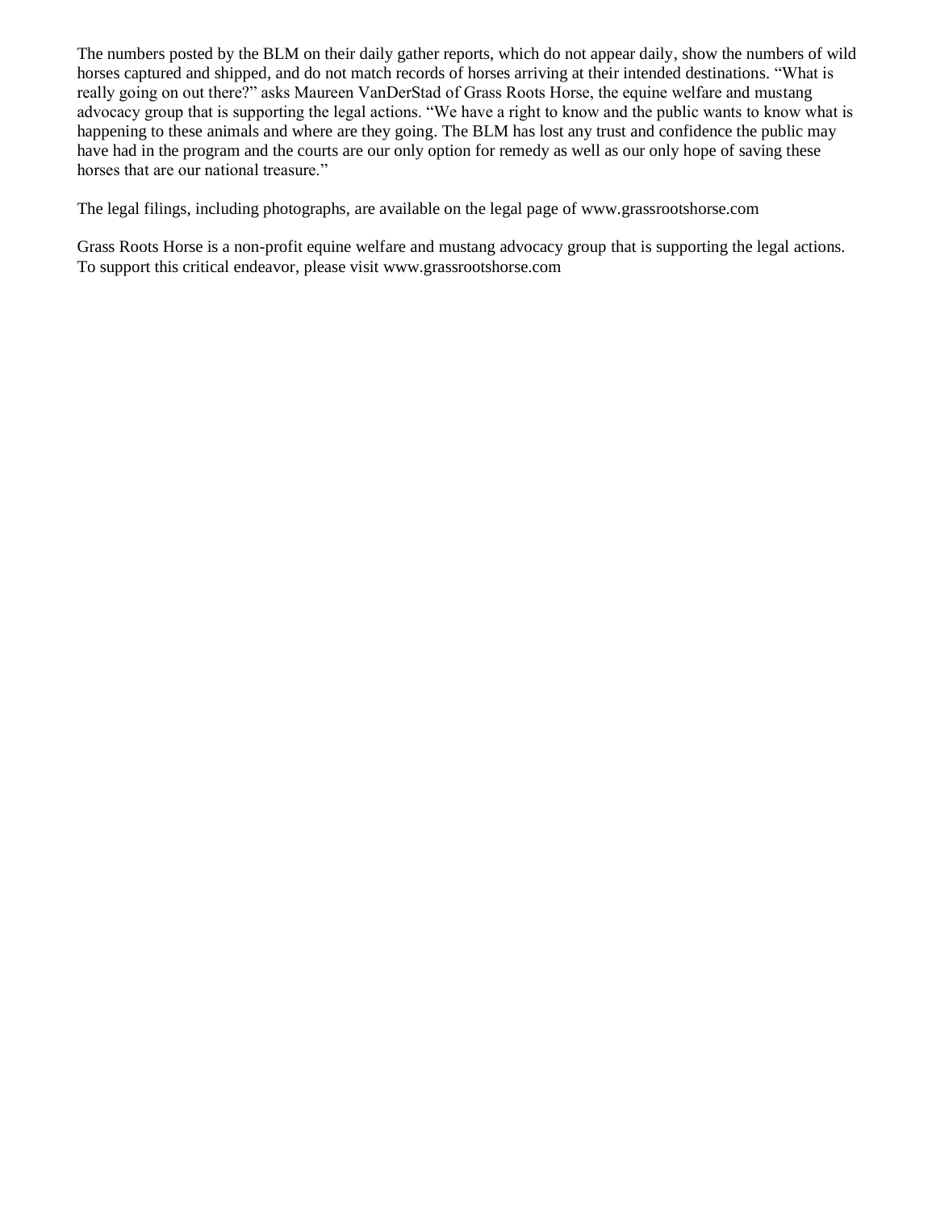The numbers posted by the BLM on their daily gather reports, which do not appear daily, show the numbers of wild horses captured and shipped, and do not match records of horses arriving at their intended destinations. "What is really going on out there?" asks Maureen VanDerStad of Grass Roots Horse, the equine welfare and mustang advocacy group that is supporting the legal actions. "We have a right to know and the public wants to know what is happening to these animals and where are they going. The BLM has lost any trust and confidence the public may have had in the program and the courts are our only option for remedy as well as our only hope of saving these horses that are our national treasure."

The legal filings, including photographs, are available on the legal page of www.grassrootshorse.com

Grass Roots Horse is a non-profit equine welfare and mustang advocacy group that is supporting the legal actions. To support this critical endeavor, please visit www.grassrootshorse.com